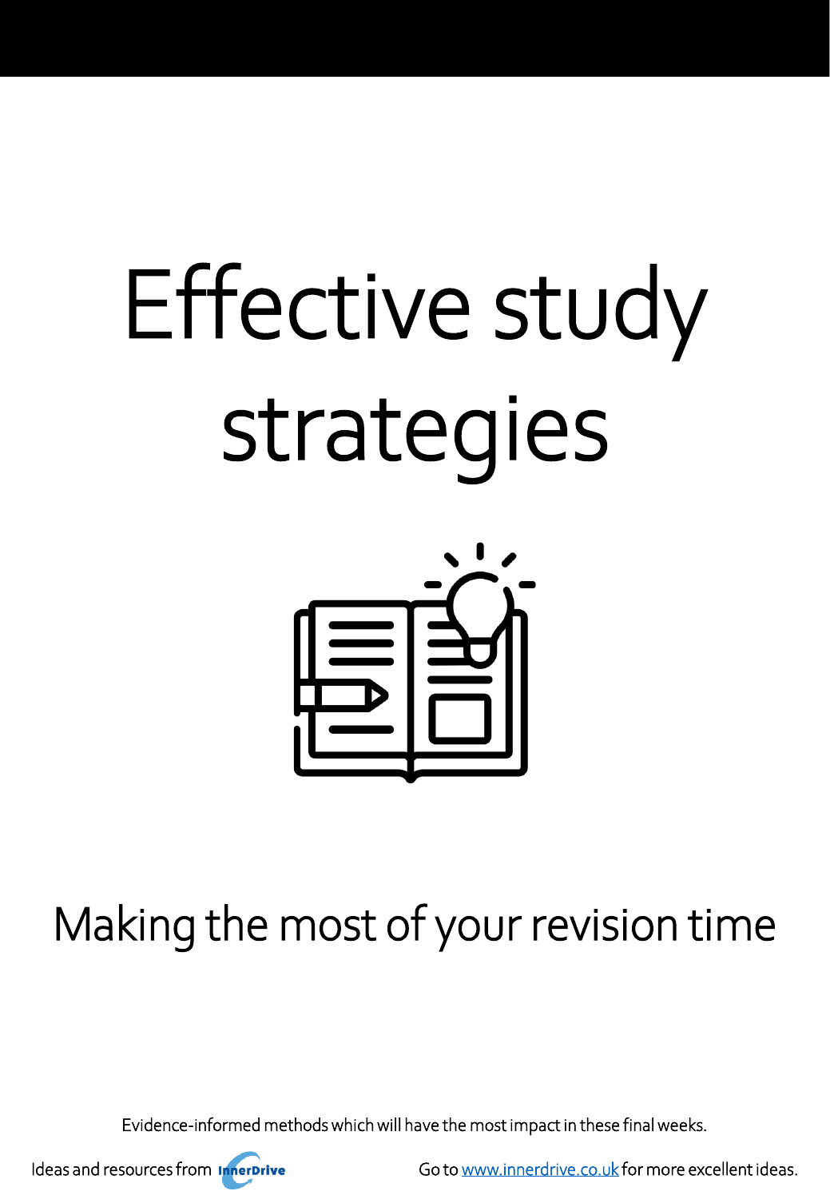# Effective study strategies

## Making the most of your revision time

Evidence-informed methods which will have the most impact in these final weeks.

Ideas and resources from InnerDrive

Go to [www.innerdrive.co.uk](www.innerdrive.co.uk) for more excellent ideas.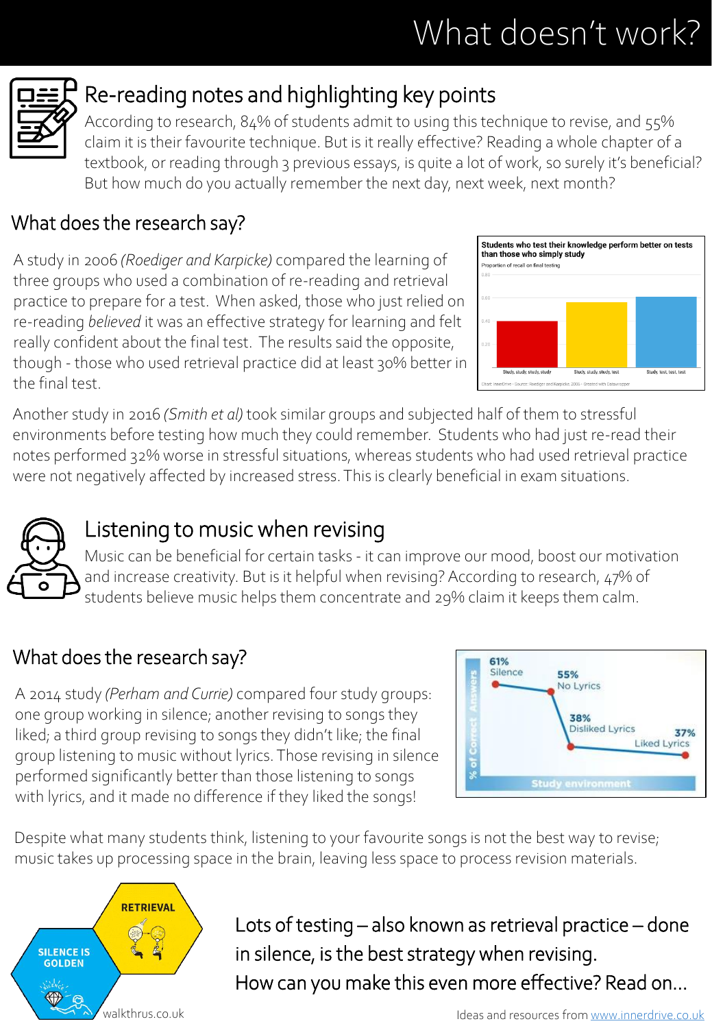# What doesn't work?

## Re-reading notes and highlighting key points

According to research, 84% of students admit to using this technique to revise, and 55% claim it is their favourite technique. But is it really effective? Reading a whole chapter of a textbook, or reading through 3 previous essays, is quite a lot of work, so surely it's beneficial? But how much do you actually remember the next day, next week, next month?

### What does the research say?

A study in 2006 *(Roediger and Karpicke)* compared the learning of three groups who used a combination of re-reading and retrieval practice to prepare for a test. When asked, those who just relied on re-reading *believed* it was an effective strategy for learning and felt really confident about the final test. The results said the opposite, though - those who used retrieval practice did at least 30% better in the final test.

**Students who test their knowledge perform better on tests than those who simply study**

Proportion of recall on final testing

Study, study, study, study | Study, study, study, test | Study, test, test, test

Chart: InnerDrive • Source: Roediger and Karpicke, 2006 • Created with Datawrapper

Another study in 2016 *(Smith et al)* took similar groups and subjected half of them to stressful environments before testing how much they could remember. Students who had just re-read their notes performed 32% worse in stressful situations, whereas students who had used retrieval practice were not negatively affected by increased stress. This is clearly beneficial in exam situations.

## Listening to music when revising

Music can be beneficial for certain tasks - it can improve our mood, boost our motivation and increase creativity. But is it helpful when revising? According to research, 47% of students believe music helps them concentrate and 29% claim it keeps them calm.

### What does the research say?

A 2014 study *(Perham and Currie)* compared four study groups: one group working in silence; another revising to songs they liked; a third group revising to songs they didn't like; the final group listening to music without lyrics. Those revising in silence performed significantly better than those listening to songs with lyrics, and it made no difference if they liked the songs!

% of Correct Answers by Study environment: 61% Silence; 55% No Lyrics; 38% Disliked Lyrics; 37% Liked Lyrics

Despite what many students think, listening to your favourite songs is not the best way to revise; music takes up processing space in the brain, leaving less space to process revision materials.

RETRIEVAL — SILENCE IS GOLDEN — walkthrus.co.uk

Lots of testing – also known as retrieval practice – done in silence, is the best strategy when revising.
How can you make this even more effective? Read on…

Ideas and resources from www.innerdrive.co.uk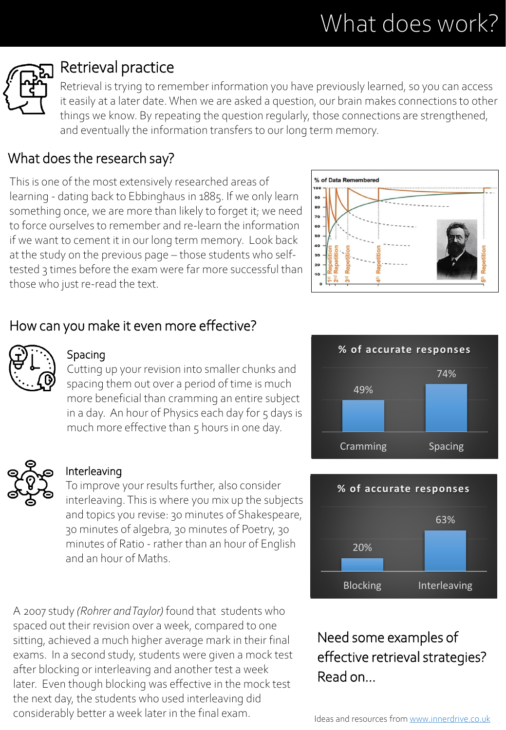# What does work?

## Retrieval practice

Retrieval is trying to remember information you have previously learned, so you can access it easily at a later date. When we are asked a question, our brain makes connections to other things we know. By repeating the question regularly, those connections are strengthened, and eventually the information transfers to our long term memory.

## What does the research say?

This is one of the most extensively researched areas of learning - dating back to Ebbinghaus in 1885. If we only learn something once, we are more than likely to forget it; we need to force ourselves to remember and re-learn the information if we want to cement it in our long term memory. Look back at the study on the previous page – those students who self-tested 3 times before the exam were far more successful than those who just re-read the text.

## How can you make it even more effective?

### Spacing

Cutting up your revision into smaller chunks and spacing them out over a period of time is much more beneficial than cramming an entire subject in a day. An hour of Physics each day for 5 days is much more effective than 5 hours in one day.

**% of accurate responses**

| Cramming | Spacing |
| --- | --- |
| 49% | 74% |

### Interleaving

To improve your results further, also consider interleaving. This is where you mix up the subjects and topics you revise: 30 minutes of Shakespeare, 30 minutes of algebra, 30 minutes of Poetry, 30 minutes of Ratio - rather than an hour of English and an hour of Maths.

**% of accurate responses**

| Blocking | Interleaving |
| --- | --- |
| 20% | 63% |

A 2007 study *(Rohrer and Taylor)* found that students who spaced out their revision over a week, compared to one sitting, achieved a much higher average mark in their final exams. In a second study, students were given a mock test after blocking or interleaving and another test a week later. Even though blocking was effective in the mock test the next day, the students who used interleaving did considerably better a week later in the final exam.

Need some examples of effective retrieval strategies? Read on...

Ideas and resources from www.innerdrive.co.uk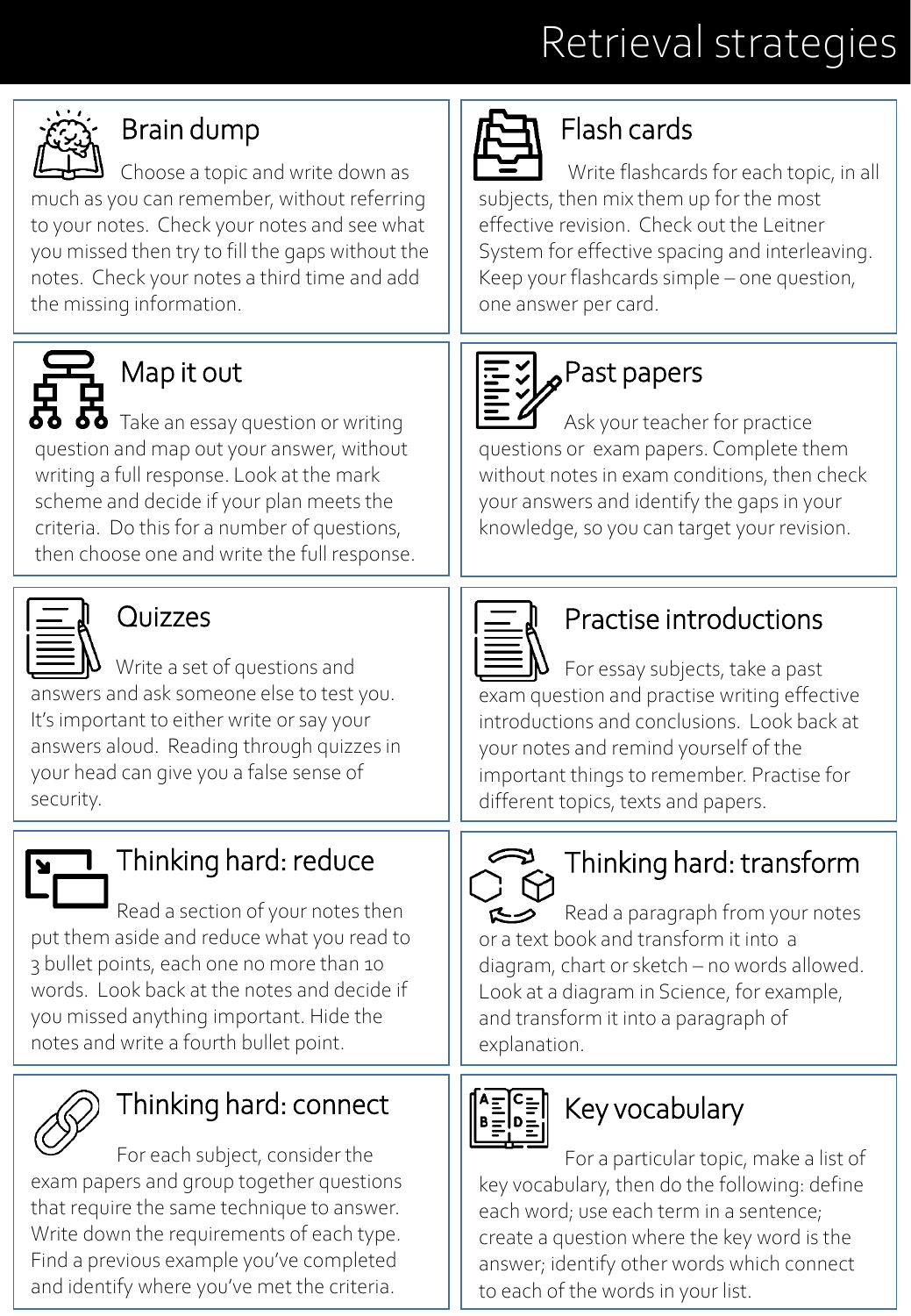# Retrieval strategies

## Brain dump

Choose a topic and write down as much as you can remember, without referring to your notes. Check your notes and see what you missed then try to fill the gaps without the notes. Check your notes a third time and add the missing information.

## Flash cards

Write flashcards for each topic, in all subjects, then mix them up for the most effective revision. Check out the Leitner System for effective spacing and interleaving. Keep your flashcards simple – one question, one answer per card.

## Map it out

Take an essay question or writing question and map out your answer, without writing a full response. Look at the mark scheme and decide if your plan meets the criteria. Do this for a number of questions, then choose one and write the full response.

## Past papers

Ask your teacher for practice questions or exam papers. Complete them without notes in exam conditions, then check your answers and identify the gaps in your knowledge, so you can target your revision.

## Quizzes

Write a set of questions and answers and ask someone else to test you. It's important to either write or say your answers aloud. Reading through quizzes in your head can give you a false sense of security.

## Practise introductions

For essay subjects, take a past exam question and practise writing effective introductions and conclusions. Look back at your notes and remind yourself of the important things to remember. Practise for different topics, texts and papers.

## Thinking hard: reduce

Read a section of your notes then put them aside and reduce what you read to 3 bullet points, each one no more than 10 words. Look back at the notes and decide if you missed anything important. Hide the notes and write a fourth bullet point.

## Thinking hard: transform

Read a paragraph from your notes or a text book and transform it into a diagram, chart or sketch – no words allowed. Look at a diagram in Science, for example, and transform it into a paragraph of explanation.

## Thinking hard: connect

For each subject, consider the exam papers and group together questions that require the same technique to answer. Write down the requirements of each type. Find a previous example you've completed and identify where you've met the criteria.

## Key vocabulary

For a particular topic, make a list of key vocabulary, then do the following: define each word; use each term in a sentence; create a question where the key word is the answer; identify other words which connect to each of the words in your list.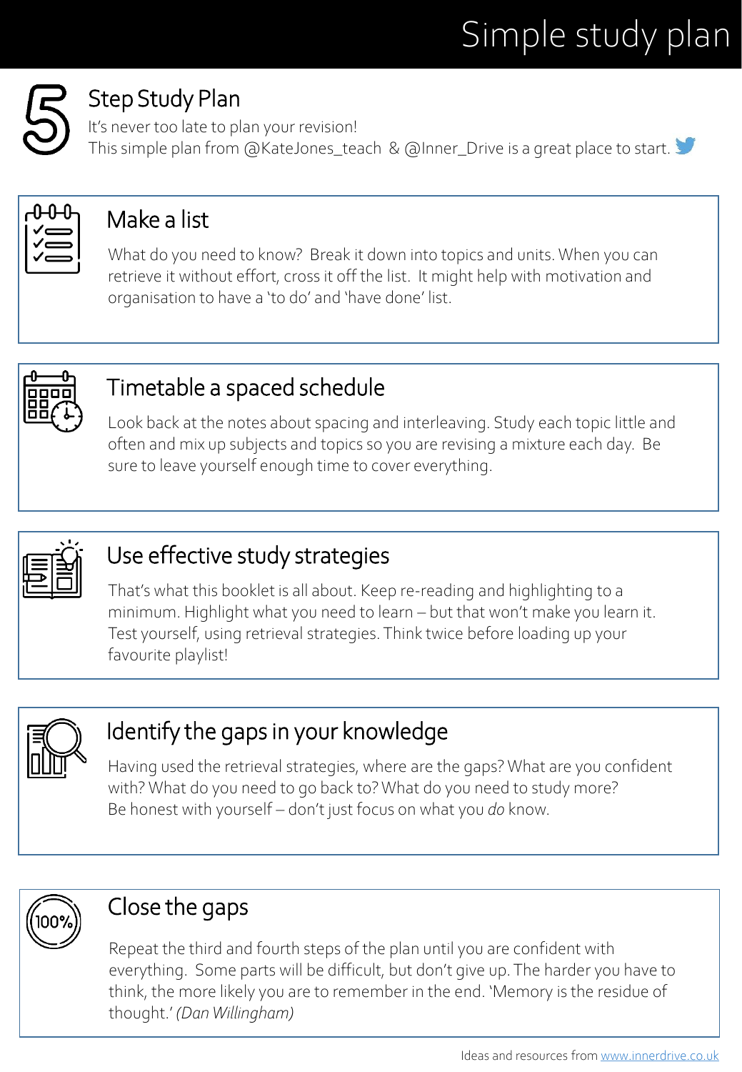# Simple study plan

## 5 Step Study Plan

It's never too late to plan your revision!
This simple plan from @KateJones_teach & @Inner_Drive is a great place to start.

### Make a list

What do you need to know? Break it down into topics and units. When you can retrieve it without effort, cross it off the list. It might help with motivation and organisation to have a 'to do' and 'have done' list.

### Timetable a spaced schedule

Look back at the notes about spacing and interleaving. Study each topic little and often and mix up subjects and topics so you are revising a mixture each day. Be sure to leave yourself enough time to cover everything.

### Use effective study strategies

That's what this booklet is all about. Keep re-reading and highlighting to a minimum. Highlight what you need to learn – but that won't make you learn it. Test yourself, using retrieval strategies. Think twice before loading up your favourite playlist!

### Identify the gaps in your knowledge

Having used the retrieval strategies, where are the gaps? What are you confident with? What do you need to go back to? What do you need to study more?
Be honest with yourself – don't just focus on what you *do* know.

### Close the gaps

Repeat the third and fourth steps of the plan until you are confident with everything. Some parts will be difficult, but don't give up. The harder you have to think, the more likely you are to remember in the end. 'Memory is the residue of thought.' *(Dan Willingham)*

Ideas and resources from www.innerdrive.co.uk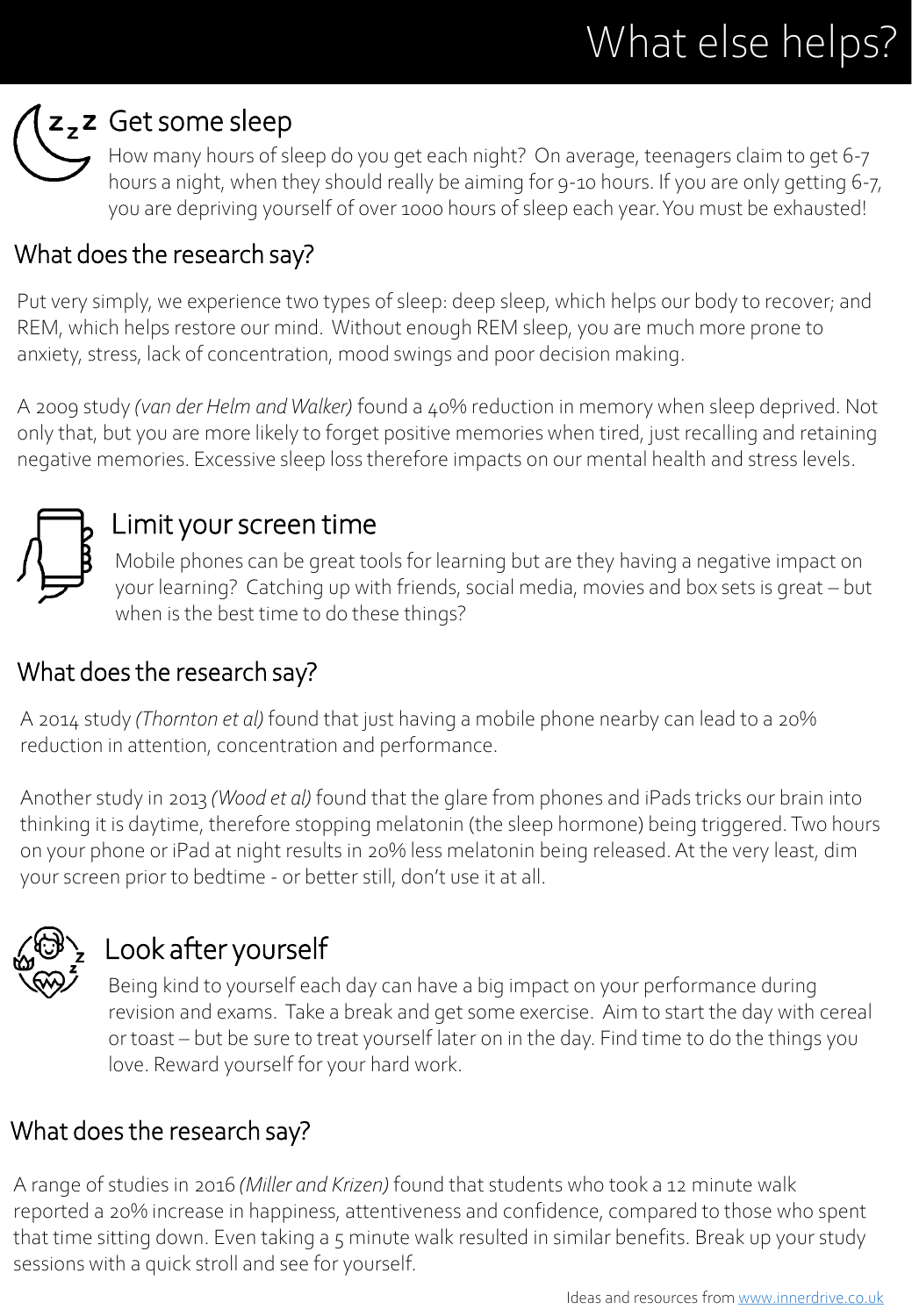# What else helps?

## Get some sleep

How many hours of sleep do you get each night? On average, teenagers claim to get 6-7 hours a night, when they should really be aiming for 9-10 hours. If you are only getting 6-7, you are depriving yourself of over 1000 hours of sleep each year. You must be exhausted!

### What does the research say?

Put very simply, we experience two types of sleep: deep sleep, which helps our body to recover; and REM, which helps restore our mind. Without enough REM sleep, you are much more prone to anxiety, stress, lack of concentration, mood swings and poor decision making.

A 2009 study *(van der Helm and Walker)* found a 40% reduction in memory when sleep deprived. Not only that, but you are more likely to forget positive memories when tired, just recalling and retaining negative memories. Excessive sleep loss therefore impacts on our mental health and stress levels.

## Limit your screen time

Mobile phones can be great tools for learning but are they having a negative impact on your learning? Catching up with friends, social media, movies and box sets is great – but when is the best time to do these things?

### What does the research say?

A 2014 study *(Thornton et al)* found that just having a mobile phone nearby can lead to a 20% reduction in attention, concentration and performance.

Another study in 2013 *(Wood et al)* found that the glare from phones and iPads tricks our brain into thinking it is daytime, therefore stopping melatonin (the sleep hormone) being triggered. Two hours on your phone or iPad at night results in 20% less melatonin being released. At the very least, dim your screen prior to bedtime - or better still, don't use it at all.

## Look after yourself

Being kind to yourself each day can have a big impact on your performance during revision and exams. Take a break and get some exercise. Aim to start the day with cereal or toast – but be sure to treat yourself later on in the day. Find time to do the things you love. Reward yourself for your hard work.

### What does the research say?

A range of studies in 2016 *(Miller and Krizen)* found that students who took a 12 minute walk reported a 20% increase in happiness, attentiveness and confidence, compared to those who spent that time sitting down. Even taking a 5 minute walk resulted in similar benefits. Break up your study sessions with a quick stroll and see for yourself.

Ideas and resources from [www.innerdrive.co.uk](http://www.innerdrive.co.uk)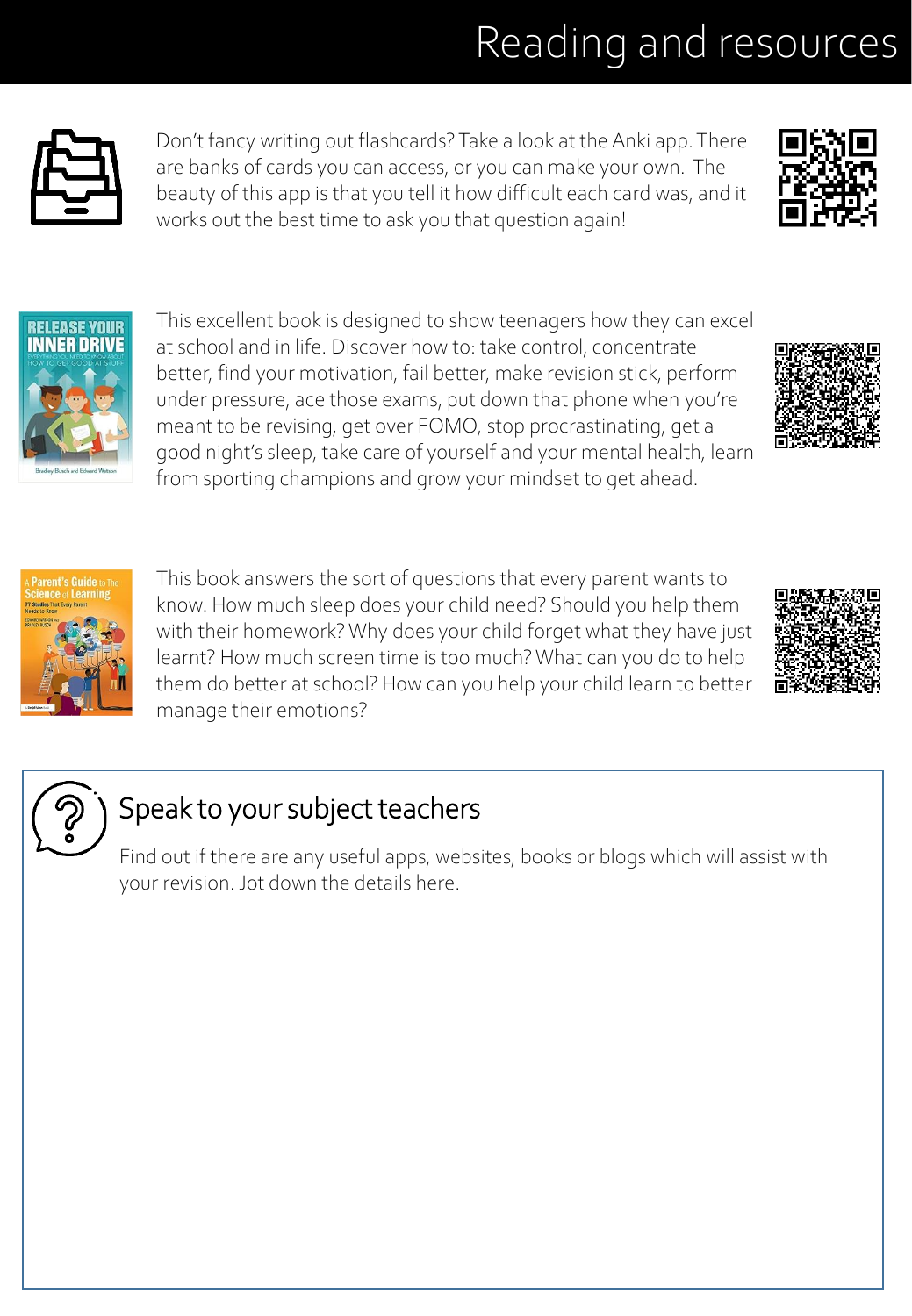# Reading and resources

Don't fancy writing out flashcards? Take a look at the Anki app. There are banks of cards you can access, or you can make your own. The beauty of this app is that you tell it how difficult each card was, and it works out the best time to ask you that question again!

This excellent book is designed to show teenagers how they can excel at school and in life. Discover how to: take control, concentrate better, find your motivation, fail better, make revision stick, perform under pressure, ace those exams, put down that phone when you're meant to be revising, get over FOMO, stop procrastinating, get a good night's sleep, take care of yourself and your mental health, learn from sporting champions and grow your mindset to get ahead.

This book answers the sort of questions that every parent wants to know. How much sleep does your child need? Should you help them with their homework? Why does your child forget what they have just learnt? How much screen time is too much? What can you do to help them do better at school? How can you help your child learn to better manage their emotions?

## Speak to your subject teachers

Find out if there are any useful apps, websites, books or blogs which will assist with your revision. Jot down the details here.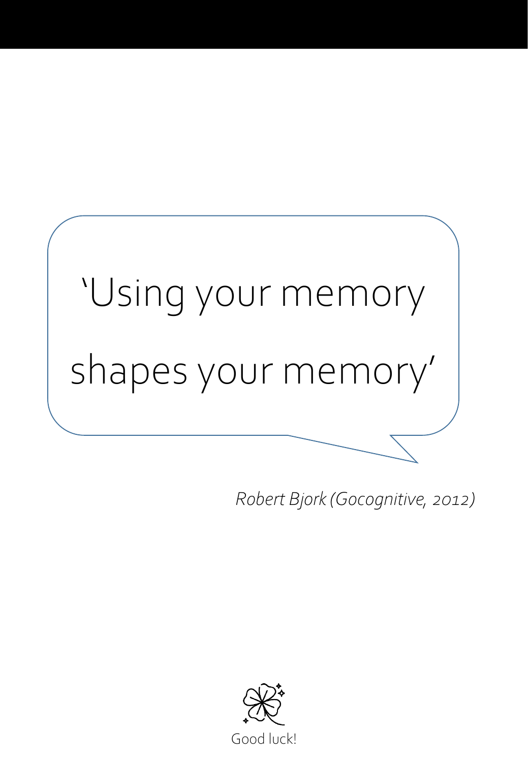'Using your memory shapes your memory'

*Robert Bjork (Gocognitive, 2012)*

Good luck!